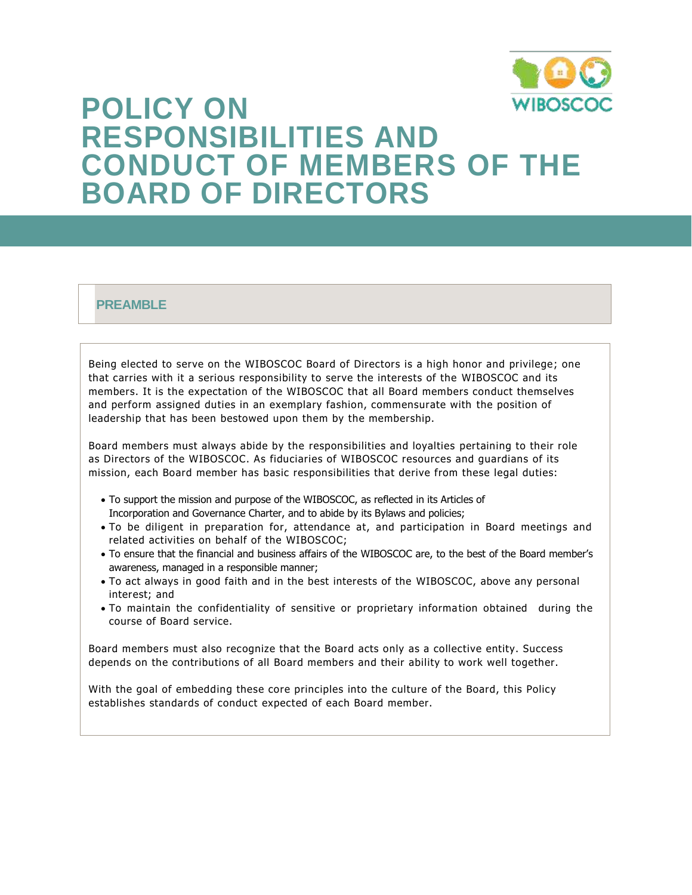# POLICY ON RESPONSIBILITIES AND CONDUCT OF MEMBERS OF THE BOARD OF DIRECTORS

## PREAMBLE

Being elected to serve on the WIBOSCOC Board of Directors is a high honor and privilege; one that carries with it a serious responsibility to serve the interests of the WIBOSCOC and its members. It is the expectation of the WIBOSCOC that all Board members conduct themselves and perform assigned duties in an exemplary fashion, commensurate with the position of leadership that has been bestowed upon them by the membership.

Board members must always abide by the responsibilities and loyalties pertaining to their role as Directors of the WIBOSCOC. As fiduciaries of WIBOSCOC resources and guardians of its mission, each Board member has basic responsibilities that derive from these legal duties:

- To support the mission and purpose of the WIBOSCOC, as reflected in its Articles of Incorporation and Governance Charter, and to abide by its Bylaws and policies;
- To be diligent in preparation for, attendance at, and participation in Board meetings and related activities on behalf of the WIBOSCOC;
- To ensure that the financial and business affairs of the WIBOSCOC are, to the best of the Board member's awareness, managed in a responsible manner;
- To act always in good faith and in the best interests of the WIBOSCOC, above any personal interest; and
- To maintain the confidentiality of sensitive or proprietary information obtained during the course of Board service.

Board members must also recognize that the Board acts only as a collective entity. Success depends on the contributions of all Board members and their ability to work well together.

With the goal of embedding these core principles into the culture of the Board, this Policy establishes standards of conduct expected of each Board member.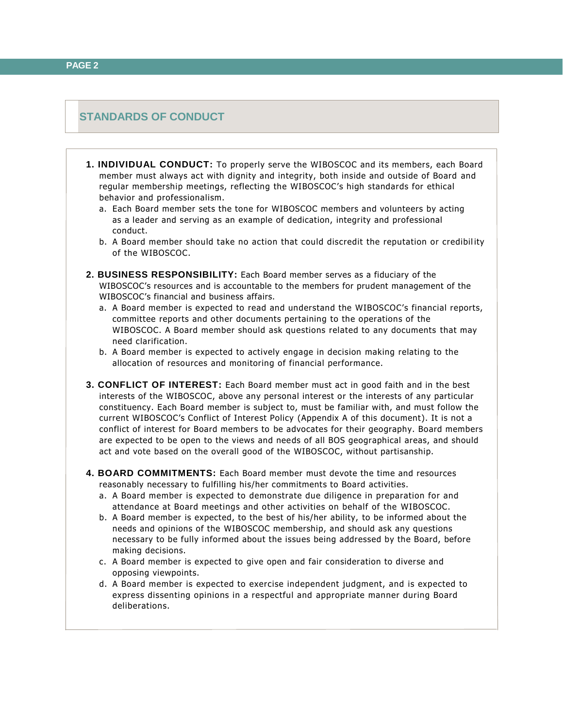## STANDARDS OF CONDUCT

1. **INDIVIDUAL CONDUCT:** To properly serve the WIBOSCOC and its members, each Board member must always act with dignity and integrity, both inside and outside of Board and regular membership meetings, reflecting the WIBOSCOC's high standards for ethical behavior and professionalism.
   a. Each Board member sets the tone for WIBOSCOC members and volunteers by acting as a leader and serving as an example of dedication, integrity and professional conduct.
   b. A Board member should take no action that could discredit the reputation or credibility of the WIBOSCOC.

2. **BUSINESS RESPONSIBILITY:** Each Board member serves as a fiduciary of the WIBOSCOC's resources and is accountable to the members for prudent management of the WIBOSCOC's financial and business affairs.
   a. A Board member is expected to read and understand the WIBOSCOC's financial reports, committee reports and other documents pertaining to the operations of the WIBOSCOC. A Board member should ask questions related to any documents that may need clarification.
   b. A Board member is expected to actively engage in decision making relating to the allocation of resources and monitoring of financial performance.

3. **CONFLICT OF INTEREST:** Each Board member must act in good faith and in the best interests of the WIBOSCOC, above any personal interest or the interests of any particular constituency. Each Board member is subject to, must be familiar with, and must follow the current WIBOSCOC's Conflict of Interest Policy (Appendix A of this document). It is not a conflict of interest for Board members to be advocates for their geography. Board members are expected to be open to the views and needs of all BOS geographical areas, and should act and vote based on the overall good of the WIBOSCOC, without partisanship.

4. **BOARD COMMITMENTS:** Each Board member must devote the time and resources reasonably necessary to fulfilling his/her commitments to Board activities.
   a. A Board member is expected to demonstrate due diligence in preparation for and attendance at Board meetings and other activities on behalf of the WIBOSCOC.
   b. A Board member is expected, to the best of his/her ability, to be informed about the needs and opinions of the WIBOSCOC membership, and should ask any questions necessary to be fully informed about the issues being addressed by the Board, before making decisions.
   c. A Board member is expected to give open and fair consideration to diverse and opposing viewpoints.
   d. A Board member is expected to exercise independent judgment, and is expected to express dissenting opinions in a respectful and appropriate manner during Board deliberations.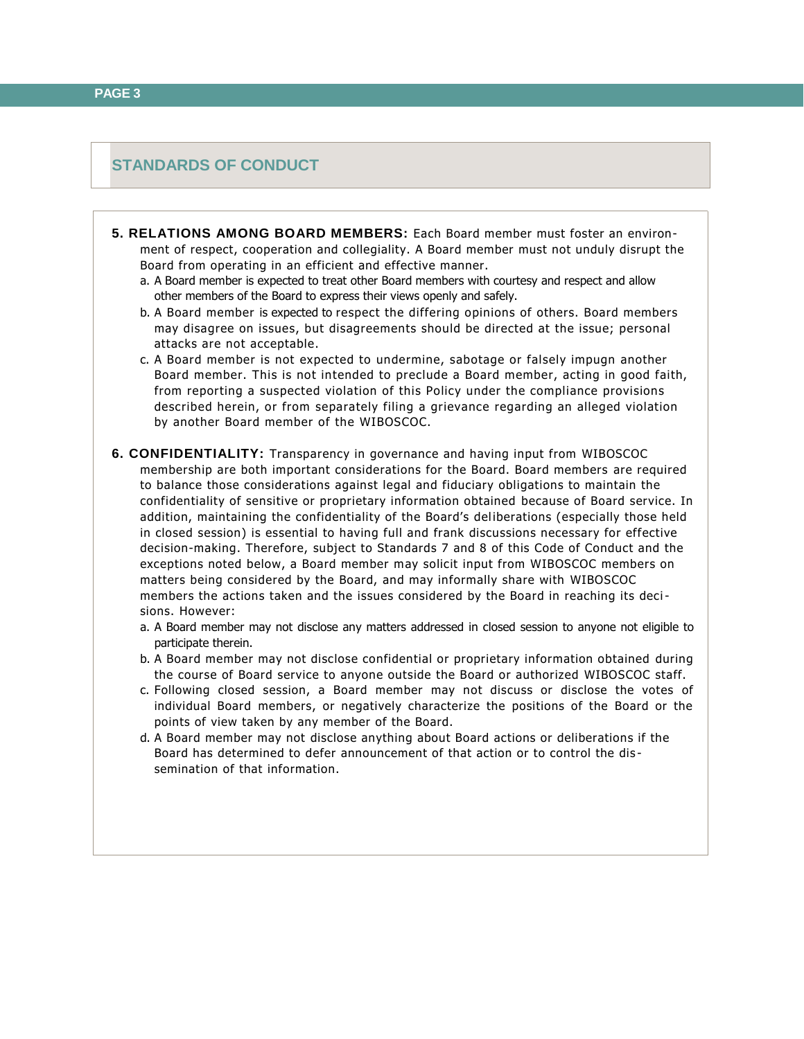## STANDARDS OF CONDUCT

**5. RELATIONS AMONG BOARD MEMBERS:** Each Board member must foster an environment of respect, cooperation and collegiality. A Board member must not unduly disrupt the Board from operating in an efficient and effective manner.

a. A Board member is expected to treat other Board members with courtesy and respect and allow other members of the Board to express their views openly and safely.

b. A Board member is expected to respect the differing opinions of others. Board members may disagree on issues, but disagreements should be directed at the issue; personal attacks are not acceptable.

c. A Board member is not expected to undermine, sabotage or falsely impugn another Board member. This is not intended to preclude a Board member, acting in good faith, from reporting a suspected violation of this Policy under the compliance provisions described herein, or from separately filing a grievance regarding an alleged violation by another Board member of the WIBOSCOC.

**6. CONFIDENTIALITY:** Transparency in governance and having input from WIBOSCOC membership are both important considerations for the Board. Board members are required to balance those considerations against legal and fiduciary obligations to maintain the confidentiality of sensitive or proprietary information obtained because of Board service. In addition, maintaining the confidentiality of the Board's deliberations (especially those held in closed session) is essential to having full and frank discussions necessary for effective decision-making. Therefore, subject to Standards 7 and 8 of this Code of Conduct and the exceptions noted below, a Board member may solicit input from WIBOSCOC members on matters being considered by the Board, and may informally share with WIBOSCOC members the actions taken and the issues considered by the Board in reaching its decisions. However:

a. A Board member may not disclose any matters addressed in closed session to anyone not eligible to participate therein.

b. A Board member may not disclose confidential or proprietary information obtained during the course of Board service to anyone outside the Board or authorized WIBOSCOC staff.

c. Following closed session, a Board member may not discuss or disclose the votes of individual Board members, or negatively characterize the positions of the Board or the points of view taken by any member of the Board.

d. A Board member may not disclose anything about Board actions or deliberations if the Board has determined to defer announcement of that action or to control the dissemination of that information.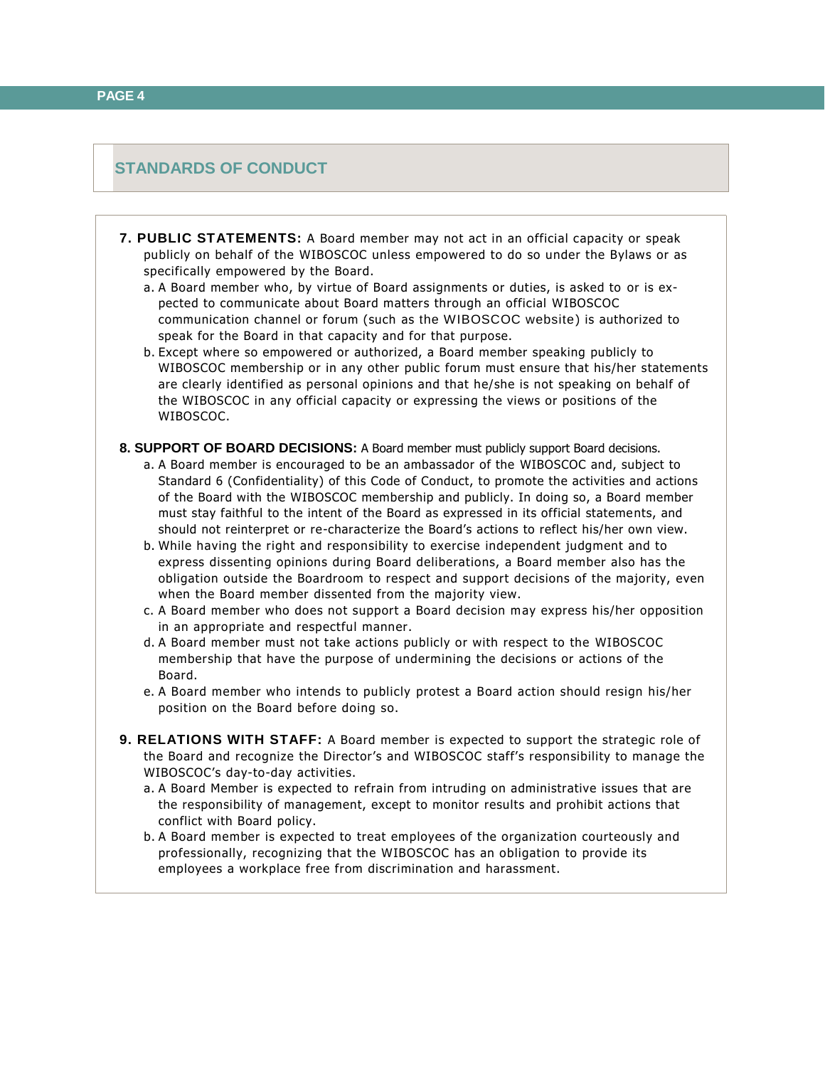## STANDARDS OF CONDUCT

**7. PUBLIC STATEMENTS:** A Board member may not act in an official capacity or speak publicly on behalf of the WIBOSCOC unless empowered to do so under the Bylaws or as specifically empowered by the Board.

a. A Board member who, by virtue of Board assignments or duties, is asked to or is expected to communicate about Board matters through an official WIBOSCOC communication channel or forum (such as the WIBOSCOC website) is authorized to speak for the Board in that capacity and for that purpose.

b. Except where so empowered or authorized, a Board member speaking publicly to WIBOSCOC membership or in any other public forum must ensure that his/her statements are clearly identified as personal opinions and that he/she is not speaking on behalf of the WIBOSCOC in any official capacity or expressing the views or positions of the WIBOSCOC.

**8. SUPPORT OF BOARD DECISIONS:** A Board member must publicly support Board decisions.

a. A Board member is encouraged to be an ambassador of the WIBOSCOC and, subject to Standard 6 (Confidentiality) of this Code of Conduct, to promote the activities and actions of the Board with the WIBOSCOC membership and publicly. In doing so, a Board member must stay faithful to the intent of the Board as expressed in its official statements, and should not reinterpret or re-characterize the Board's actions to reflect his/her own view.

b. While having the right and responsibility to exercise independent judgment and to express dissenting opinions during Board deliberations, a Board member also has the obligation outside the Boardroom to respect and support decisions of the majority, even when the Board member dissented from the majority view.

c. A Board member who does not support a Board decision may express his/her opposition in an appropriate and respectful manner.

d. A Board member must not take actions publicly or with respect to the WIBOSCOC membership that have the purpose of undermining the decisions or actions of the Board.

e. A Board member who intends to publicly protest a Board action should resign his/her position on the Board before doing so.

**9. RELATIONS WITH STAFF:** A Board member is expected to support the strategic role of the Board and recognize the Director's and WIBOSCOC staff's responsibility to manage the WIBOSCOC's day-to-day activities.

a. A Board Member is expected to refrain from intruding on administrative issues that are the responsibility of management, except to monitor results and prohibit actions that conflict with Board policy.

b. A Board member is expected to treat employees of the organization courteously and professionally, recognizing that the WIBOSCOC has an obligation to provide its employees a workplace free from discrimination and harassment.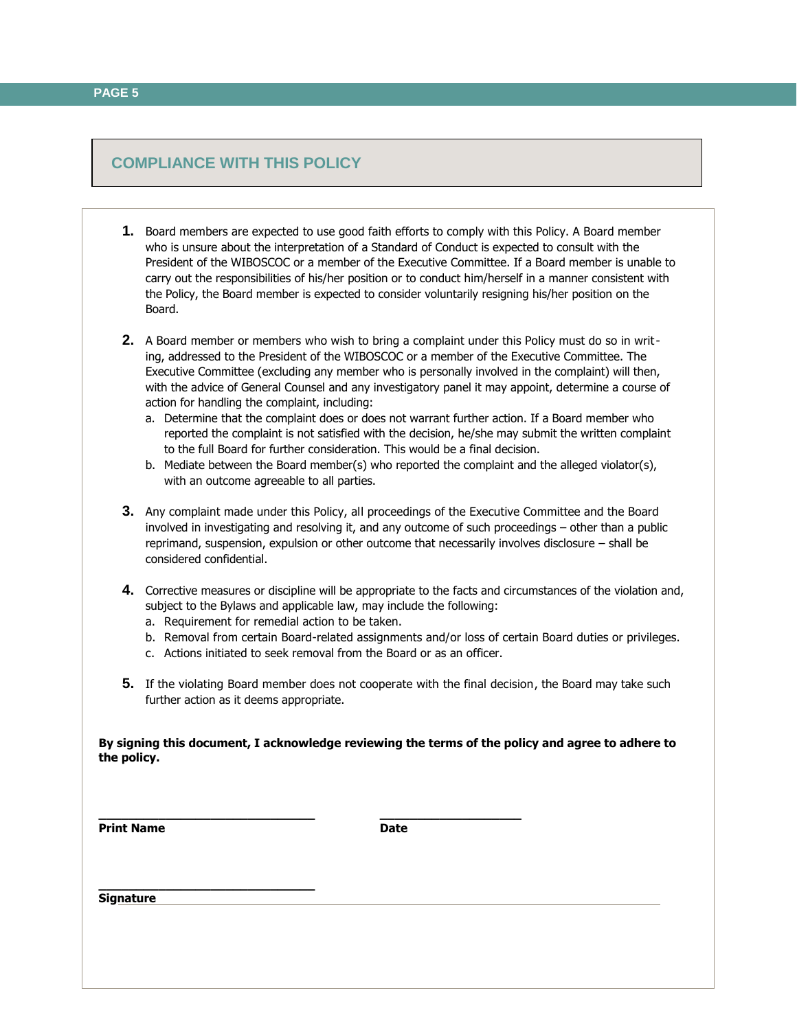## COMPLIANCE WITH THIS POLICY

1. Board members are expected to use good faith efforts to comply with this Policy. A Board member who is unsure about the interpretation of a Standard of Conduct is expected to consult with the President of the WIBOSCOC or a member of the Executive Committee. If a Board member is unable to carry out the responsibilities of his/her position or to conduct him/herself in a manner consistent with the Policy, the Board member is expected to consider voluntarily resigning his/her position on the Board.

2. A Board member or members who wish to bring a complaint under this Policy must do so in writing, addressed to the President of the WIBOSCOC or a member of the Executive Committee. The Executive Committee (excluding any member who is personally involved in the complaint) will then, with the advice of General Counsel and any investigatory panel it may appoint, determine a course of action for handling the complaint, including:
   a. Determine that the complaint does or does not warrant further action. If a Board member who reported the complaint is not satisfied with the decision, he/she may submit the written complaint to the full Board for further consideration. This would be a final decision.
   b. Mediate between the Board member(s) who reported the complaint and the alleged violator(s), with an outcome agreeable to all parties.

3. Any complaint made under this Policy, all proceedings of the Executive Committee and the Board involved in investigating and resolving it, and any outcome of such proceedings – other than a public reprimand, suspension, expulsion or other outcome that necessarily involves disclosure – shall be considered confidential.

4. Corrective measures or discipline will be appropriate to the facts and circumstances of the violation and, subject to the Bylaws and applicable law, may include the following:
   a. Requirement for remedial action to be taken.
   b. Removal from certain Board-related assignments and/or loss of certain Board duties or privileges.
   c. Actions initiated to seek removal from the Board or as an officer.

5. If the violating Board member does not cooperate with the final decision, the Board may take such further action as it deems appropriate.

**By signing this document, I acknowledge reviewing the terms of the policy and agree to adhere to the policy.**

______________________________ ____________________

**Print Name** **Date**

______________________________

**Signature**